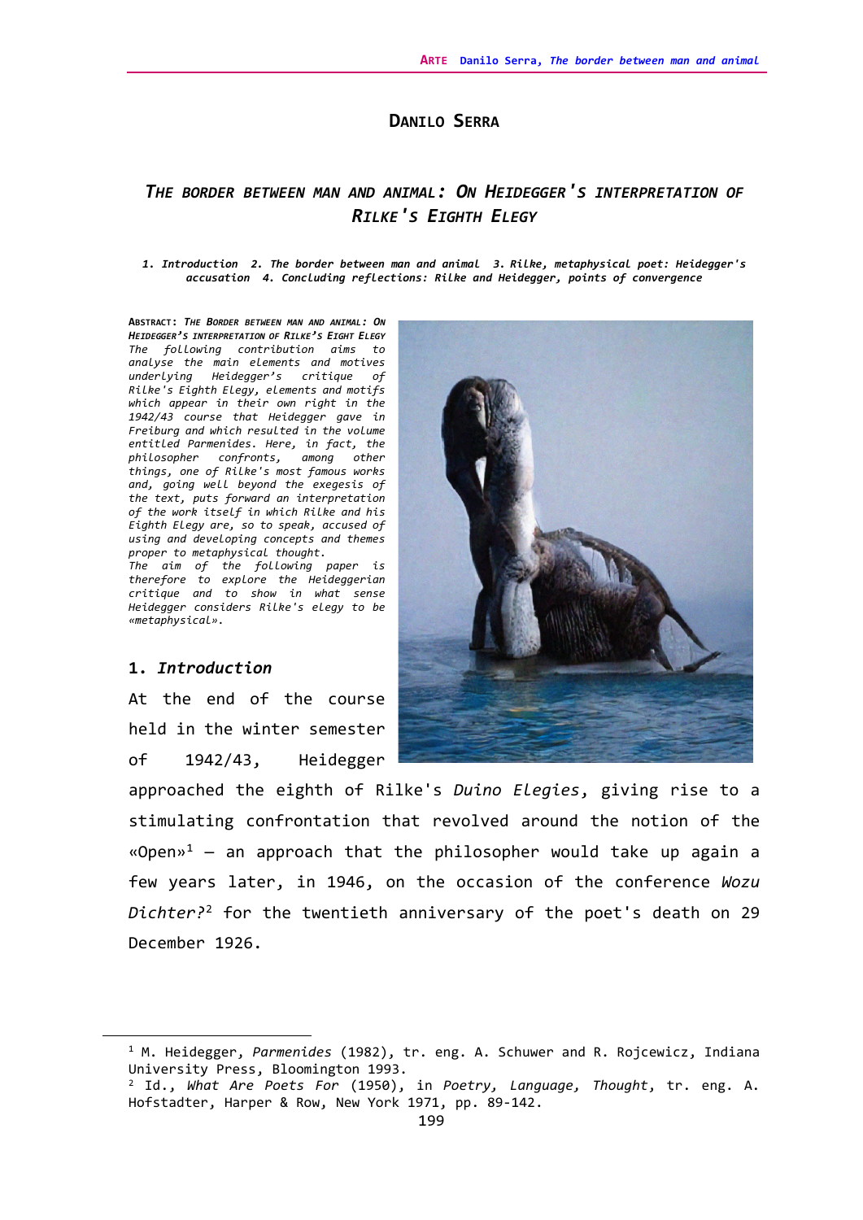## Danilo Serra

# *The border between man and animal: On Heidegger's interpretation of Rilke's Eighth Elegy*

***1. Introduction 2. The border between man and animal 3. Rilke, metaphysical poet: Heidegger's accusation 4. Concluding reflections: Rilke and Heidegger, points of convergence***

**Abstract:** ***The Border between man and animal: On Heidegger's interpretation of Rilke's Eight Elegy***
*The following contribution aims to analyse the main elements and motives underlying Heidegger's critique of Rilke's Eighth Elegy, elements and motifs which appear in their own right in the 1942/43 course that Heidegger gave in Freiburg and which resulted in the volume entitled Parmenides. Here, in fact, the philosopher confronts, among other things, one of Rilke's most famous works and, going well beyond the exegesis of the text, puts forward an interpretation of the work itself in which Rilke and his Eighth Elegy are, so to speak, accused of using and developing concepts and themes proper to metaphysical thought.*
*The aim of the following paper is therefore to explore the Heideggerian critique and to show in what sense Heidegger considers Rilke's elegy to be «metaphysical».*

### 1. *Introduction*

At the end of the course held in the winter semester of 1942/43, Heidegger approached the eighth of Rilke's *Duino Elegies*, giving rise to a stimulating confrontation that revolved around the notion of the «Open»[1] – an approach that the philosopher would take up again a few years later, in 1946, on the occasion of the conference *Wozu Dichter?*[2] for the twentieth anniversary of the poet's death on 29 December 1926.

---

[1] M. Heidegger, *Parmenides* (1982), tr. eng. A. Schuwer and R. Rojcewicz, Indiana University Press, Bloomington 1993.

[2] Id., *What Are Poets For* (1950), in *Poetry, Language, Thought*, tr. eng. A. Hofstadter, Harper & Row, New York 1971, pp. 89-142.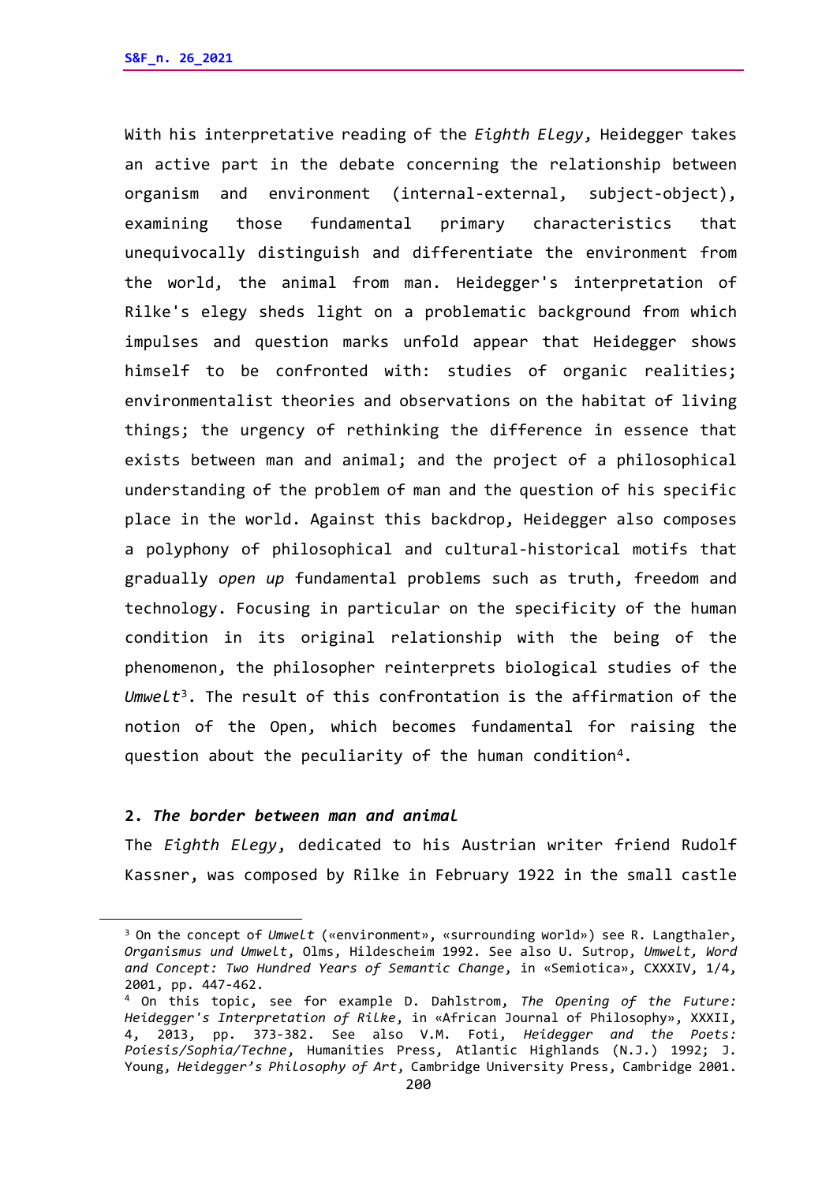With his interpretative reading of the *Eighth Elegy*, Heidegger takes an active part in the debate concerning the relationship between organism and environment (internal-external, subject-object), examining those fundamental primary characteristics that unequivocally distinguish and differentiate the environment from the world, the animal from man. Heidegger's interpretation of Rilke's elegy sheds light on a problematic background from which impulses and question marks unfold appear that Heidegger shows himself to be confronted with: studies of organic realities; environmentalist theories and observations on the habitat of living things; the urgency of rethinking the difference in essence that exists between man and animal; and the project of a philosophical understanding of the problem of man and the question of his specific place in the world. Against this backdrop, Heidegger also composes a polyphony of philosophical and cultural-historical motifs that gradually *open up* fundamental problems such as truth, freedom and technology. Focusing in particular on the specificity of the human condition in its original relationship with the being of the phenomenon, the philosopher reinterprets biological studies of the *Umwelt*[3]. The result of this confrontation is the affirmation of the notion of the Open, which becomes fundamental for raising the question about the peculiarity of the human condition[4].

## 2. *The border between man and animal*

The *Eighth Elegy*, dedicated to his Austrian writer friend Rudolf Kassner, was composed by Rilke in February 1922 in the small castle

---

[3] On the concept of *Umwelt* («environment», «surrounding world») see R. Langthaler, *Organismus und Umwelt*, Olms, Hildescheim 1992. See also U. Sutrop, *Umwelt, Word and Concept: Two Hundred Years of Semantic Change*, in «Semiotica», CXXXIV, 1/4, 2001, pp. 447-462.

[4] On this topic, see for example D. Dahlstrom, *The Opening of the Future: Heidegger's Interpretation of Rilke*, in «African Journal of Philosophy», XXXII, 4, 2013, pp. 373-382. See also V.M. Foti, *Heidegger and the Poets: Poiesis/Sophia/Techne*, Humanities Press, Atlantic Highlands (N.J.) 1992; J. Young, *Heidegger's Philosophy of Art*, Cambridge University Press, Cambridge 2001.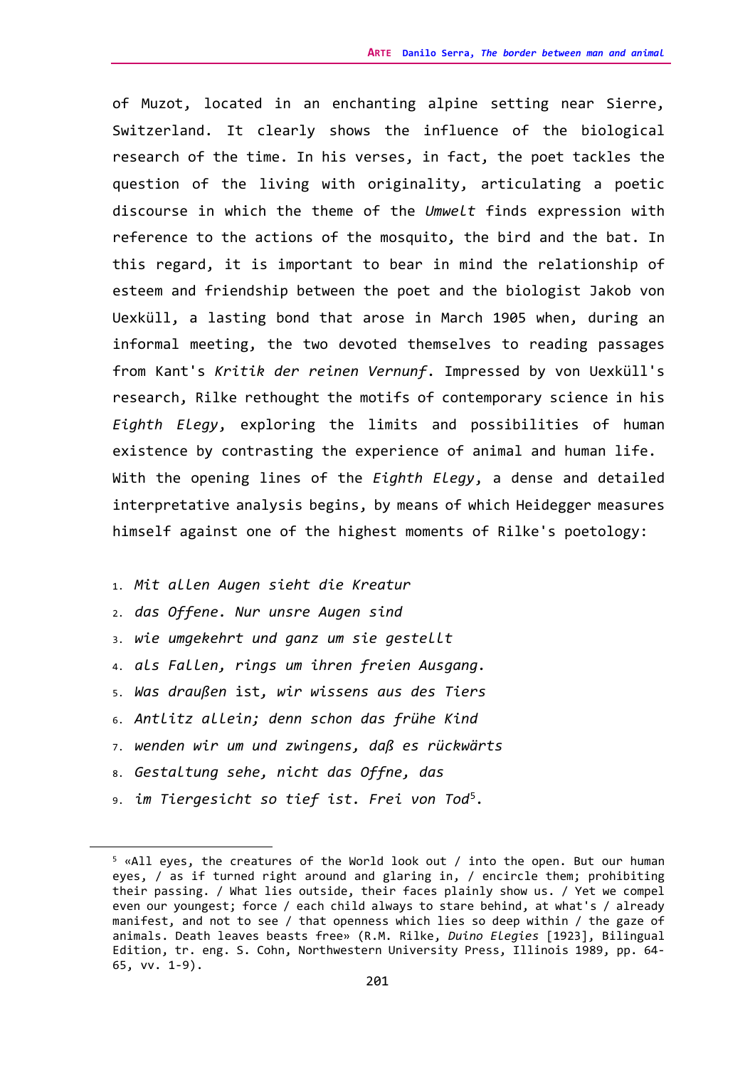of Muzot, located in an enchanting alpine setting near Sierre, Switzerland. It clearly shows the influence of the biological research of the time. In his verses, in fact, the poet tackles the question of the living with originality, articulating a poetic discourse in which the theme of the *Umwelt* finds expression with reference to the actions of the mosquito, the bird and the bat. In this regard, it is important to bear in mind the relationship of esteem and friendship between the poet and the biologist Jakob von Uexküll, a lasting bond that arose in March 1905 when, during an informal meeting, the two devoted themselves to reading passages from Kant's *Kritik der reinen Vernunf*. Impressed by von Uexküll's research, Rilke rethought the motifs of contemporary science in his *Eighth Elegy*, exploring the limits and possibilities of human existence by contrasting the experience of animal and human life.

With the opening lines of the *Eighth Elegy*, a dense and detailed interpretative analysis begins, by means of which Heidegger measures himself against one of the highest moments of Rilke's poetology:

1. *Mit allen Augen sieht die Kreatur*
2. *das Offene. Nur unsre Augen sind*
3. *wie umgekehrt und ganz um sie gestellt*
4. *als Fallen, rings um ihren freien Ausgang.*
5. *Was draußen ist, wir wissens aus des Tiers*
6. *Antlitz allein; denn schon das frühe Kind*
7. *wenden wir um und zwingens, daß es rückwärts*
8. *Gestaltung sehe, nicht das Offne, das*
9. *im Tiergesicht so tief ist. Frei von Tod*[5].

[5] «All eyes, the creatures of the World look out / into the open. But our human eyes, / as if turned right around and glaring in, / encircle them; prohibiting their passing. / What lies outside, their faces plainly show us. / Yet we compel even our youngest; force / each child always to stare behind, at what's / already manifest, and not to see / that openness which lies so deep within / the gaze of animals. Death leaves beasts free» (R.M. Rilke, *Duino Elegies* [1923], Bilingual Edition, tr. eng. S. Cohn, Northwestern University Press, Illinois 1989, pp. 64-65, vv. 1-9).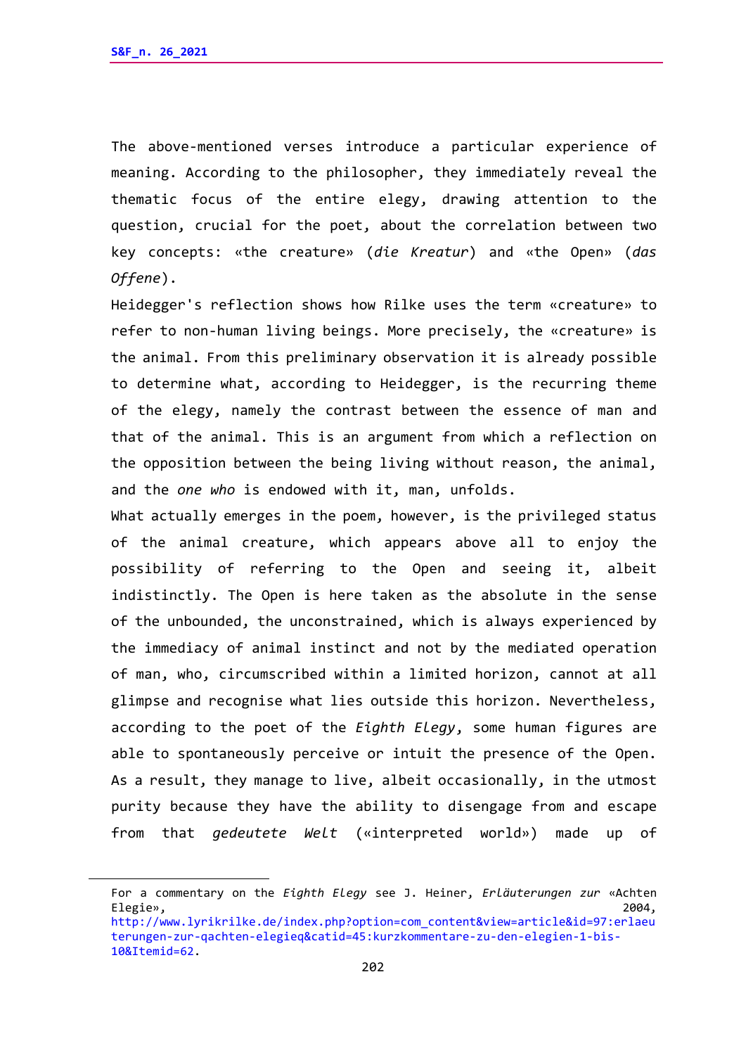The above-mentioned verses introduce a particular experience of meaning. According to the philosopher, they immediately reveal the thematic focus of the entire elegy, drawing attention to the question, crucial for the poet, about the correlation between two key concepts: «the creature» (*die Kreatur*) and «the Open» (*das Offene*).

Heidegger's reflection shows how Rilke uses the term «creature» to refer to non-human living beings. More precisely, the «creature» is the animal. From this preliminary observation it is already possible to determine what, according to Heidegger, is the recurring theme of the elegy, namely the contrast between the essence of man and that of the animal. This is an argument from which a reflection on the opposition between the being living without reason, the animal, and the *one who* is endowed with it, man, unfolds.

What actually emerges in the poem, however, is the privileged status of the animal creature, which appears above all to enjoy the possibility of referring to the Open and seeing it, albeit indistinctly. The Open is here taken as the absolute in the sense of the unbounded, the unconstrained, which is always experienced by the immediacy of animal instinct and not by the mediated operation of man, who, circumscribed within a limited horizon, cannot at all glimpse and recognise what lies outside this horizon. Nevertheless, according to the poet of the *Eighth Elegy*, some human figures are able to spontaneously perceive or intuit the presence of the Open. As a result, they manage to live, albeit occasionally, in the utmost purity because they have the ability to disengage from and escape from that *gedeutete Welt* («interpreted world») made up of

---

For a commentary on the *Eighth Elegy* see J. Heiner, *Erläuterungen zur* «Achten Elegie», 2004, http://www.lyrikrilke.de/index.php?option=com_content&view=article&id=97:erlaeuterungen-zur-qachten-elegieq&catid=45:kurzkommentare-zu-den-elegien-1-bis-10&Itemid=62.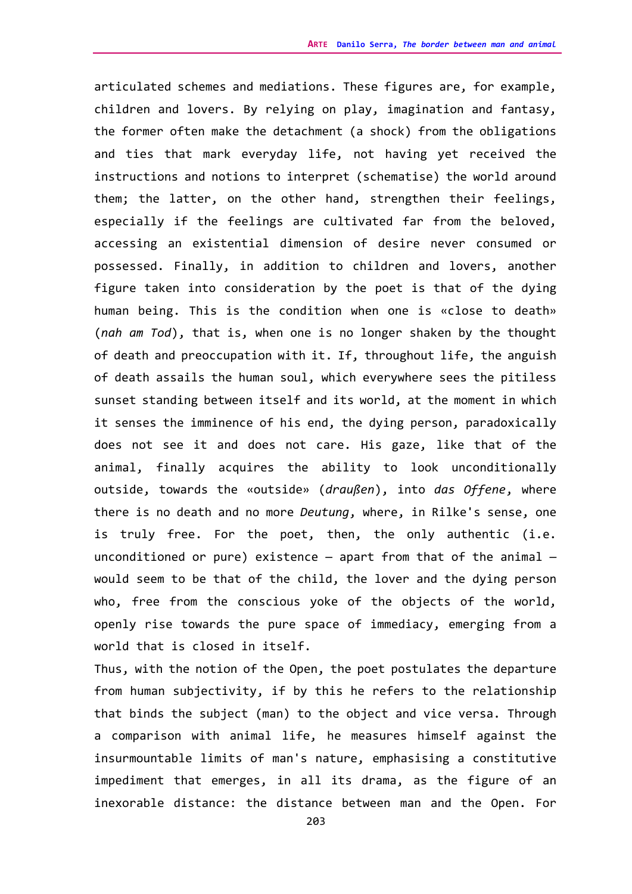articulated schemes and mediations. These figures are, for example, children and lovers. By relying on play, imagination and fantasy, the former often make the detachment (a shock) from the obligations and ties that mark everyday life, not having yet received the instructions and notions to interpret (schematise) the world around them; the latter, on the other hand, strengthen their feelings, especially if the feelings are cultivated far from the beloved, accessing an existential dimension of desire never consumed or possessed. Finally, in addition to children and lovers, another figure taken into consideration by the poet is that of the dying human being. This is the condition when one is «close to death» (*nah am Tod*), that is, when one is no longer shaken by the thought of death and preoccupation with it. If, throughout life, the anguish of death assails the human soul, which everywhere sees the pitiless sunset standing between itself and its world, at the moment in which it senses the imminence of his end, the dying person, paradoxically does not see it and does not care. His gaze, like that of the animal, finally acquires the ability to look unconditionally outside, towards the «outside» (*draußen*), into *das Offene*, where there is no death and no more *Deutung*, where, in Rilke's sense, one is truly free. For the poet, then, the only authentic (i.e. unconditioned or pure) existence – apart from that of the animal – would seem to be that of the child, the lover and the dying person who, free from the conscious yoke of the objects of the world, openly rise towards the pure space of immediacy, emerging from a world that is closed in itself.

Thus, with the notion of the Open, the poet postulates the departure from human subjectivity, if by this he refers to the relationship that binds the subject (man) to the object and vice versa. Through a comparison with animal life, he measures himself against the insurmountable limits of man's nature, emphasising a constitutive impediment that emerges, in all its drama, as the figure of an inexorable distance: the distance between man and the Open. For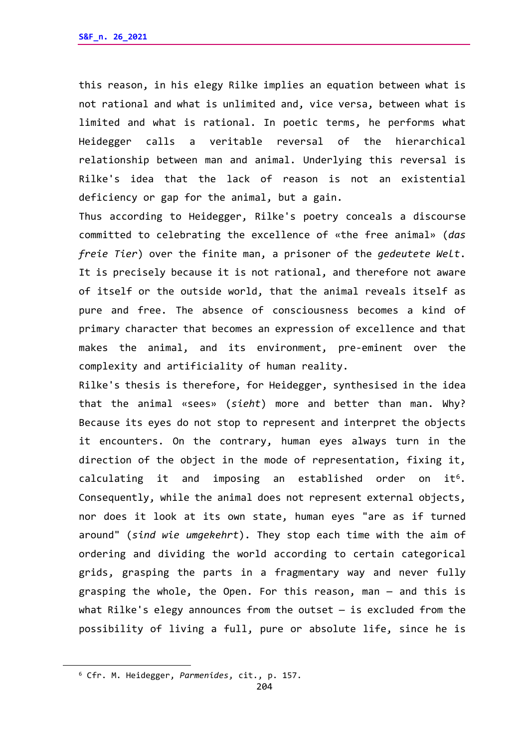this reason, in his elegy Rilke implies an equation between what is not rational and what is unlimited and, vice versa, between what is limited and what is rational. In poetic terms, he performs what Heidegger calls a veritable reversal of the hierarchical relationship between man and animal. Underlying this reversal is Rilke's idea that the lack of reason is not an existential deficiency or gap for the animal, but a gain.

Thus according to Heidegger, Rilke's poetry conceals a discourse committed to celebrating the excellence of «the free animal» (*das freie Tier*) over the finite man, a prisoner of the *gedeutete Welt*. It is precisely because it is not rational, and therefore not aware of itself or the outside world, that the animal reveals itself as pure and free. The absence of consciousness becomes a kind of primary character that becomes an expression of excellence and that makes the animal, and its environment, pre-eminent over the complexity and artificiality of human reality.

Rilke's thesis is therefore, for Heidegger, synthesised in the idea that the animal «sees» (*sieht*) more and better than man. Why? Because its eyes do not stop to represent and interpret the objects it encounters. On the contrary, human eyes always turn in the direction of the object in the mode of representation, fixing it, calculating it and imposing an established order on it[6]. Consequently, while the animal does not represent external objects, nor does it look at its own state, human eyes "are as if turned around" (*sind wie umgekehrt*). They stop each time with the aim of ordering and dividing the world according to certain categorical grids, grasping the parts in a fragmentary way and never fully grasping the whole, the Open. For this reason, man – and this is what Rilke's elegy announces from the outset – is excluded from the possibility of living a full, pure or absolute life, since he is

[6] Cfr. M. Heidegger, *Parmenides*, cit., p. 157.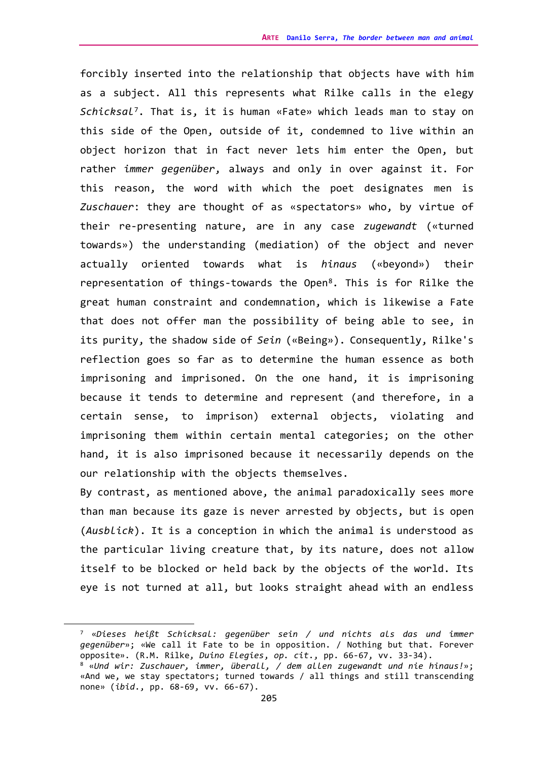forcibly inserted into the relationship that objects have with him as a subject. All this represents what Rilke calls in the elegy *Schicksal*[7]. That is, it is human «Fate» which leads man to stay on this side of the Open, outside of it, condemned to live within an object horizon that in fact never lets him enter the Open, but rather *immer gegenüber*, always and only in over against it. For this reason, the word with which the poet designates men is *Zuschauer*: they are thought of as «spectators» who, by virtue of their re-presenting nature, are in any case *zugewandt* («turned towards») the understanding (mediation) of the object and never actually oriented towards what is *hinaus* («beyond») their representation of things-towards the Open[8]. This is for Rilke the great human constraint and condemnation, which is likewise a Fate that does not offer man the possibility of being able to see, in its purity, the shadow side of *Sein* («Being»). Consequently, Rilke's reflection goes so far as to determine the human essence as both imprisoning and imprisoned. On the one hand, it is imprisoning because it tends to determine and represent (and therefore, in a certain sense, to imprison) external objects, violating and imprisoning them within certain mental categories; on the other hand, it is also imprisoned because it necessarily depends on the our relationship with the objects themselves.

By contrast, as mentioned above, the animal paradoxically sees more than man because its gaze is never arrested by objects, but is open (*Ausblick*). It is a conception in which the animal is understood as the particular living creature that, by its nature, does not allow itself to be blocked or held back by the objects of the world. Its eye is not turned at all, but looks straight ahead with an endless

---

[7] «*Dieses heißt Schicksal: gegenüber sein / und nichts als das und immer gegenüber*»; «We call it Fate to be in opposition. / Nothing but that. Forever opposite». (R.M. Rilke, *Duino Elegies*, *op. cit.*, pp. 66-67, vv. 33-34).

[8] «*Und wir: Zuschauer, immer, überall, / dem allen zugewandt und nie hinaus!*»; «And we, we stay spectators; turned towards / all things and still transcending none» (*ibid.*, pp. 68-69, vv. 66-67).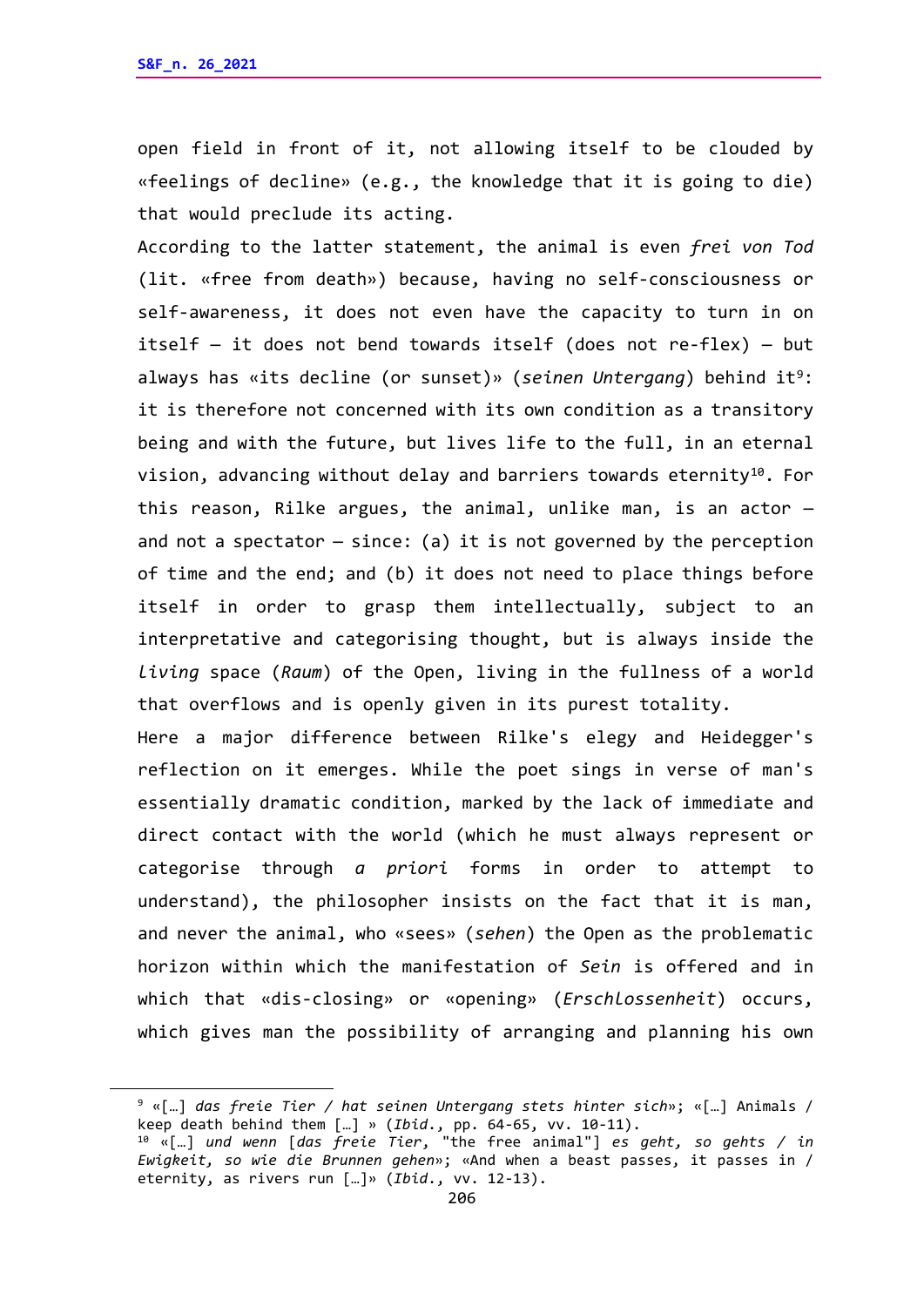open field in front of it, not allowing itself to be clouded by «feelings of decline» (e.g., the knowledge that it is going to die) that would preclude its acting.

According to the latter statement, the animal is even *frei von Tod* (lit. «free from death») because, having no self-consciousness or self-awareness, it does not even have the capacity to turn in on itself – it does not bend towards itself (does not re-flex) – but always has «its decline (or sunset)» (*seinen Untergang*) behind it[9]: it is therefore not concerned with its own condition as a transitory being and with the future, but lives life to the full, in an eternal vision, advancing without delay and barriers towards eternity[10]. For this reason, Rilke argues, the animal, unlike man, is an actor – and not a spectator – since: (a) it is not governed by the perception of time and the end; and (b) it does not need to place things before itself in order to grasp them intellectually, subject to an interpretative and categorising thought, but is always inside the *living* space (*Raum*) of the Open, living in the fullness of a world that overflows and is openly given in its purest totality.

Here a major difference between Rilke's elegy and Heidegger's reflection on it emerges. While the poet sings in verse of man's essentially dramatic condition, marked by the lack of immediate and direct contact with the world (which he must always represent or categorise through *a priori* forms in order to attempt to understand), the philosopher insists on the fact that it is man, and never the animal, who «sees» (*sehen*) the Open as the problematic horizon within which the manifestation of *Sein* is offered and in which that «dis-closing» or «opening» (*Erschlossenheit*) occurs, which gives man the possibility of arranging and planning his own

---

[9] «[…] *das freie Tier / hat seinen Untergang stets hinter sich*»; «[…] Animals / keep death behind them […] » (*Ibid.*, pp. 64-65, vv. 10-11).

[10] «[…] *und wenn* [*das freie Tier*, "the free animal"] *es geht, so gehts / in Ewigkeit, so wie die Brunnen gehen*»; «And when a beast passes, it passes in / eternity, as rivers run […]» (*Ibid.*, vv. 12-13).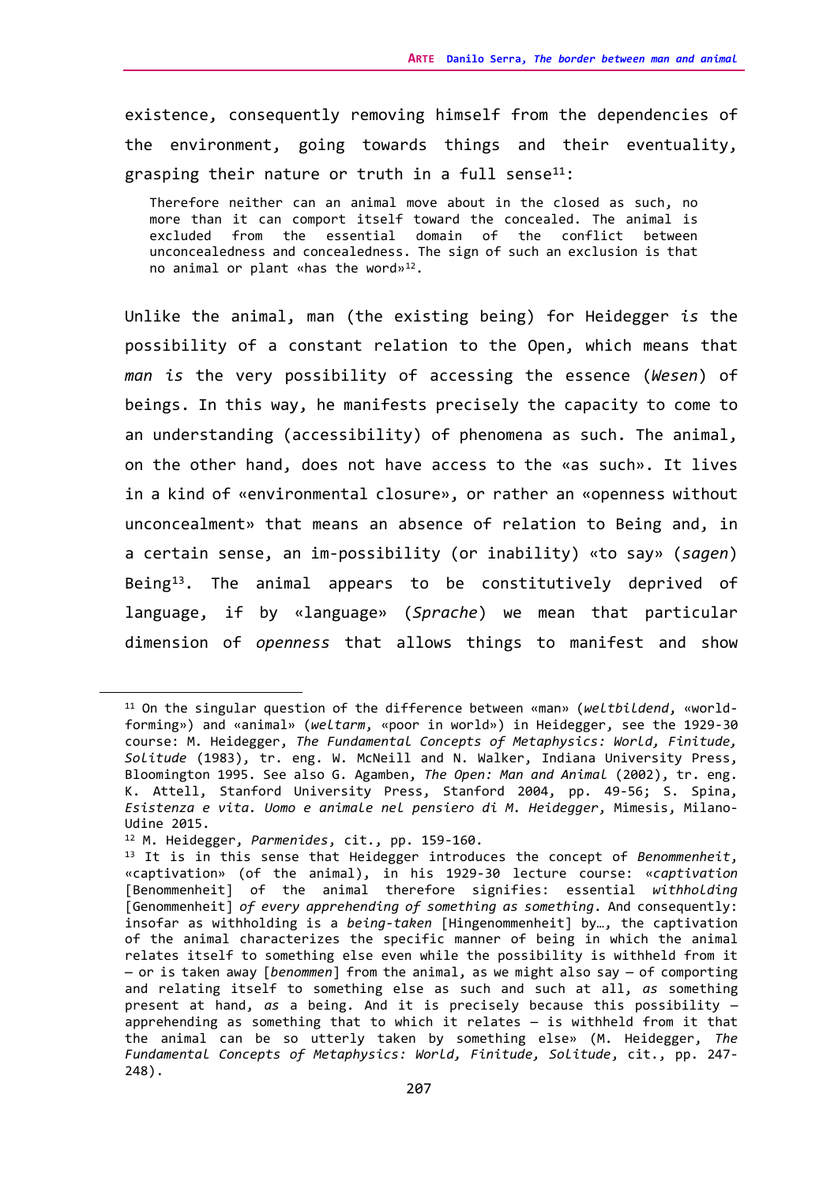existence, consequently removing himself from the dependencies of the environment, going towards things and their eventuality, grasping their nature or truth in a full sense[11]:

> Therefore neither can an animal move about in the closed as such, no more than it can comport itself toward the concealed. The animal is excluded from the essential domain of the conflict between unconcealedness and concealedness. The sign of such an exclusion is that no animal or plant «has the word»[12].

Unlike the animal, man (the existing being) for Heidegger *is* the possibility of a constant relation to the Open, which means that *man is* the very possibility of accessing the essence (*Wesen*) of beings. In this way, he manifests precisely the capacity to come to an understanding (accessibility) of phenomena as such. The animal, on the other hand, does not have access to the «as such». It lives in a kind of «environmental closure», or rather an «openness without unconcealment» that means an absence of relation to Being and, in a certain sense, an im-possibility (or inability) «to say» (*sagen*) Being[13]. The animal appears to be constitutively deprived of language, if by «language» (*Sprache*) we mean that particular dimension of *openness* that allows things to manifest and show

---

[11] On the singular question of the difference between «man» (*weltbildend*, «world-forming») and «animal» (*weltarm*, «poor in world») in Heidegger, see the 1929-30 course: M. Heidegger, *The Fundamental Concepts of Metaphysics: World, Finitude, Solitude* (1983), tr. eng. W. McNeill and N. Walker, Indiana University Press, Bloomington 1995. See also G. Agamben, *The Open: Man and Animal* (2002), tr. eng. K. Attell, Stanford University Press, Stanford 2004, pp. 49-56; S. Spina, *Esistenza e vita. Uomo e animale nel pensiero di M. Heidegger*, Mimesis, Milano-Udine 2015.

[12] M. Heidegger, *Parmenides*, cit., pp. 159-160.

[13] It is in this sense that Heidegger introduces the concept of *Benommenheit*, «captivation» (of the animal), in his 1929-30 lecture course: «*captivation* [Benommenheit] of the animal therefore signifies: essential *withholding* [Genommenheit] *of every apprehending of something as something*. And consequently: insofar as withholding is a *being-taken* [Hingenommenheit] by…, the captivation of the animal characterizes the specific manner of being in which the animal relates itself to something else even while the possibility is withheld from it – or is taken away [*benommen*] from the animal, as we might also say – of comporting and relating itself to something else as such and such at all, *as* something present at hand, *as* a being. And it is precisely because this possibility – apprehending as something that to which it relates – is withheld from it that the animal can be so utterly taken by something else» (M. Heidegger, *The Fundamental Concepts of Metaphysics: World, Finitude, Solitude*, cit., pp. 247-248).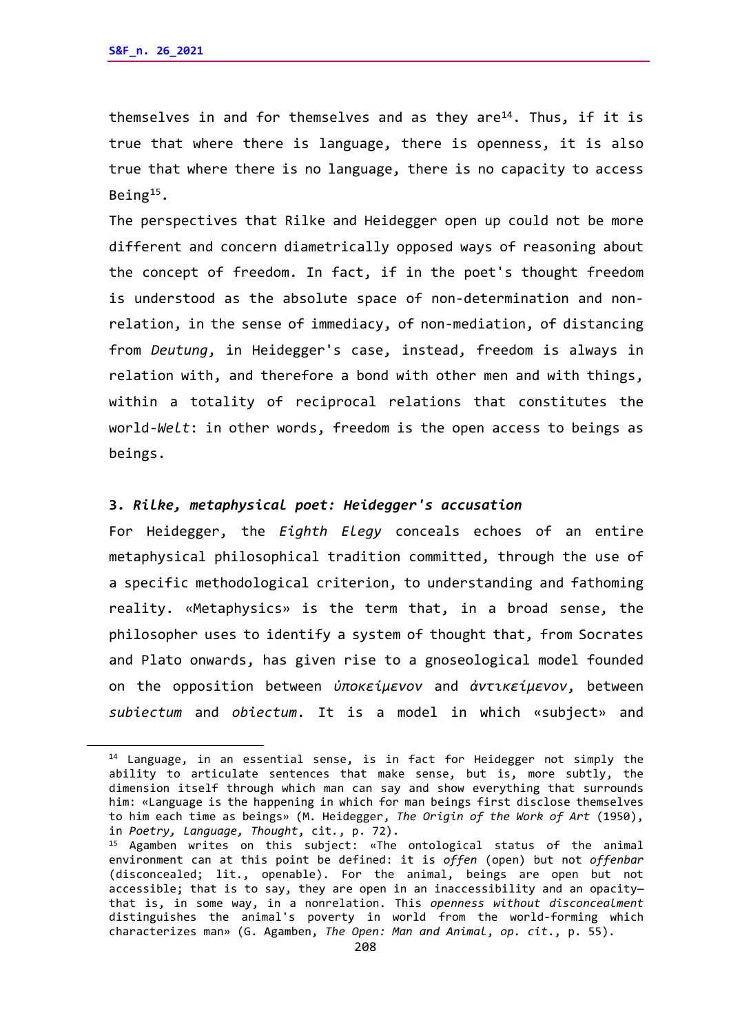themselves in and for themselves and as they are[14]. Thus, if it is true that where there is language, there is openness, it is also true that where there is no language, there is no capacity to access Being[15].

The perspectives that Rilke and Heidegger open up could not be more different and concern diametrically opposed ways of reasoning about the concept of freedom. In fact, if in the poet's thought freedom is understood as the absolute space of non-determination and non-relation, in the sense of immediacy, of non-mediation, of distancing from *Deutung*, in Heidegger's case, instead, freedom is always in relation with, and therefore a bond with other men and with things, within a totality of reciprocal relations that constitutes the world-*Welt*: in other words, freedom is the open access to beings as beings.

### 3. *Rilke, metaphysical poet: Heidegger's accusation*

For Heidegger, the *Eighth Elegy* conceals echoes of an entire metaphysical philosophical tradition committed, through the use of a specific methodological criterion, to understanding and fathoming reality. «Metaphysics» is the term that, in a broad sense, the philosopher uses to identify a system of thought that, from Socrates and Plato onwards, has given rise to a gnoseological model founded on the opposition between *ὑποκείμενον* and *ἀντικείμενον*, between *subiectum* and *obiectum*. It is a model in which «subject» and

---

[14] Language, in an essential sense, is in fact for Heidegger not simply the ability to articulate sentences that make sense, but is, more subtly, the dimension itself through which man can say and show everything that surrounds him: «Language is the happening in which for man beings first disclose themselves to him each time as beings» (M. Heidegger, *The Origin of the Work of Art* (1950), in *Poetry, Language, Thought*, cit., p. 72).

[15] Agamben writes on this subject: «The ontological status of the animal environment can at this point be defined: it is *offen* (open) but not *offenbar* (disconcealed; lit., openable). For the animal, beings are open but not accessible; that is to say, they are open in an inaccessibility and an opacity—that is, in some way, in a nonrelation. This *openness without disconcealment* distinguishes the animal's poverty in world from the world-forming which characterizes man» (G. Agamben, *The Open: Man and Animal*, *op. cit.*, p. 55).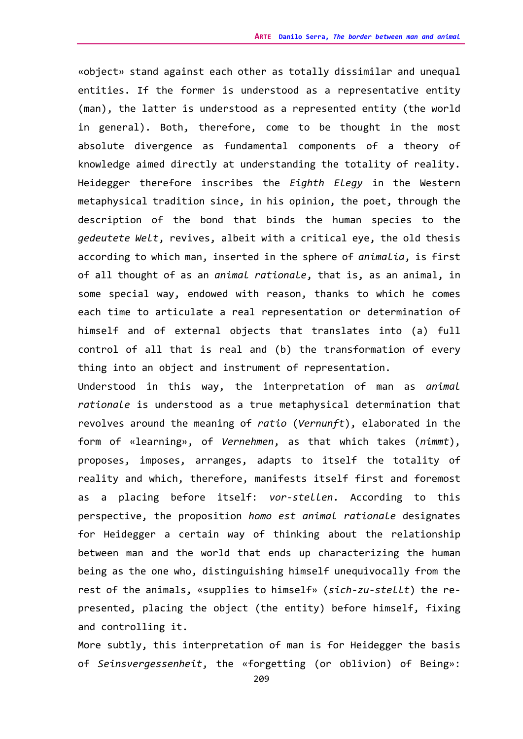«object» stand against each other as totally dissimilar and unequal entities. If the former is understood as a representative entity (man), the latter is understood as a represented entity (the world in general). Both, therefore, come to be thought in the most absolute divergence as fundamental components of a theory of knowledge aimed directly at understanding the totality of reality. Heidegger therefore inscribes the *Eighth Elegy* in the Western metaphysical tradition since, in his opinion, the poet, through the description of the bond that binds the human species to the *gedeutete Welt*, revives, albeit with a critical eye, the old thesis according to which man, inserted in the sphere of *animalia*, is first of all thought of as an *animal rationale*, that is, as an animal, in some special way, endowed with reason, thanks to which he comes each time to articulate a real representation or determination of himself and of external objects that translates into (a) full control of all that is real and (b) the transformation of every thing into an object and instrument of representation.

Understood in this way, the interpretation of man as *animal rationale* is understood as a true metaphysical determination that revolves around the meaning of *ratio* (*Vernunft*), elaborated in the form of «learning», of *Vernehmen*, as that which takes (*nimmt*), proposes, imposes, arranges, adapts to itself the totality of reality and which, therefore, manifests itself first and foremost as a placing before itself: *vor-stellen*. According to this perspective, the proposition *homo est animal rationale* designates for Heidegger a certain way of thinking about the relationship between man and the world that ends up characterizing the human being as the one who, distinguishing himself unequivocally from the rest of the animals, «supplies to himself» (*sich-zu-stellt*) the re-presented, placing the object (the entity) before himself, fixing and controlling it.

More subtly, this interpretation of man is for Heidegger the basis of *Seinsvergessenheit*, the «forgetting (or oblivion) of Being»: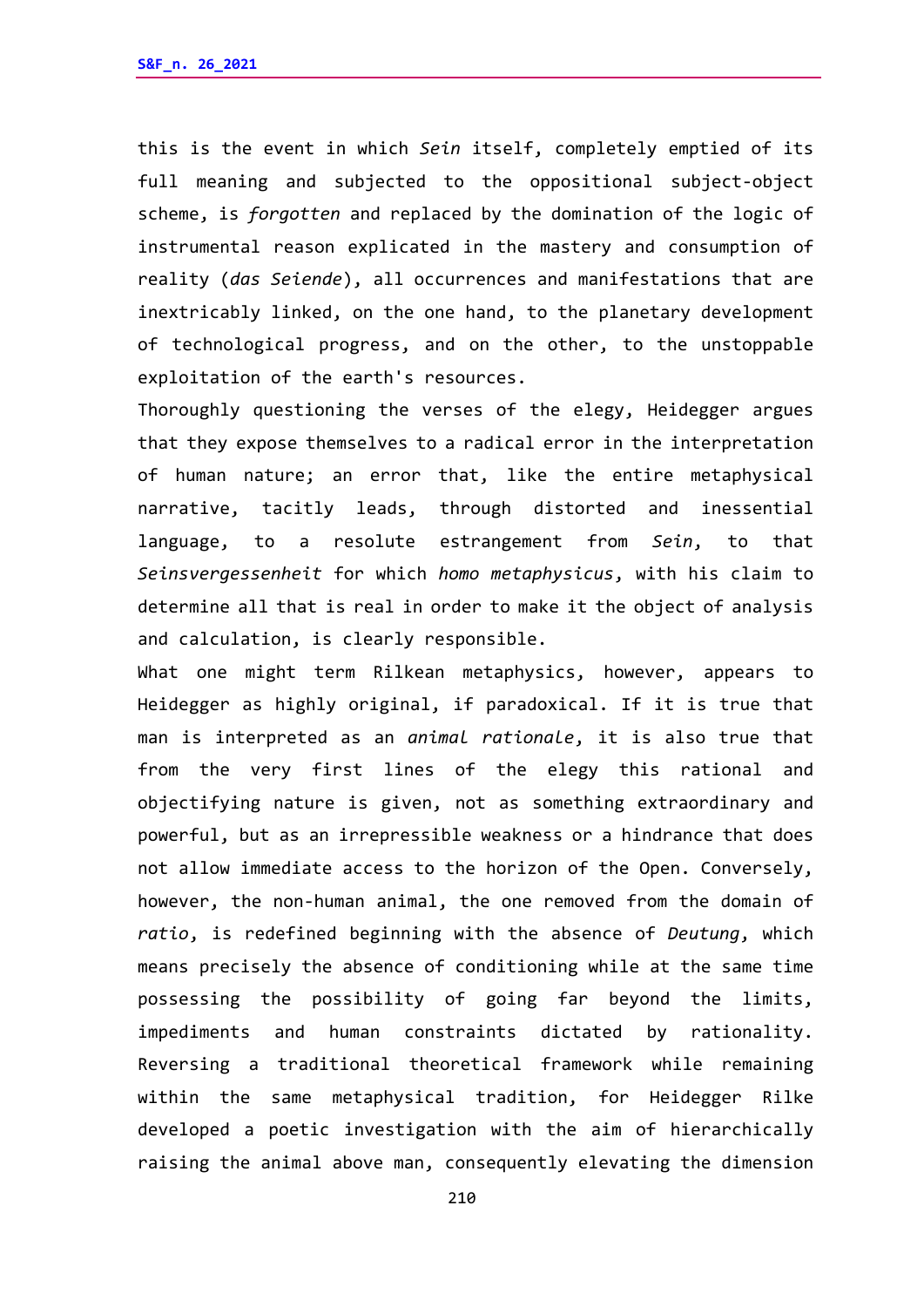this is the event in which *Sein* itself, completely emptied of its full meaning and subjected to the oppositional subject-object scheme, is *forgotten* and replaced by the domination of the logic of instrumental reason explicated in the mastery and consumption of reality (*das Seiende*), all occurrences and manifestations that are inextricably linked, on the one hand, to the planetary development of technological progress, and on the other, to the unstoppable exploitation of the earth's resources.

Thoroughly questioning the verses of the elegy, Heidegger argues that they expose themselves to a radical error in the interpretation of human nature; an error that, like the entire metaphysical narrative, tacitly leads, through distorted and inessential language, to a resolute estrangement from *Sein*, to that *Seinsvergessenheit* for which *homo metaphysicus*, with his claim to determine all that is real in order to make it the object of analysis and calculation, is clearly responsible.

What one might term Rilkean metaphysics, however, appears to Heidegger as highly original, if paradoxical. If it is true that man is interpreted as an *animal rationale*, it is also true that from the very first lines of the elegy this rational and objectifying nature is given, not as something extraordinary and powerful, but as an irrepressible weakness or a hindrance that does not allow immediate access to the horizon of the Open. Conversely, however, the non-human animal, the one removed from the domain of *ratio*, is redefined beginning with the absence of *Deutung*, which means precisely the absence of conditioning while at the same time possessing the possibility of going far beyond the limits, impediments and human constraints dictated by rationality. Reversing a traditional theoretical framework while remaining within the same metaphysical tradition, for Heidegger Rilke developed a poetic investigation with the aim of hierarchically raising the animal above man, consequently elevating the dimension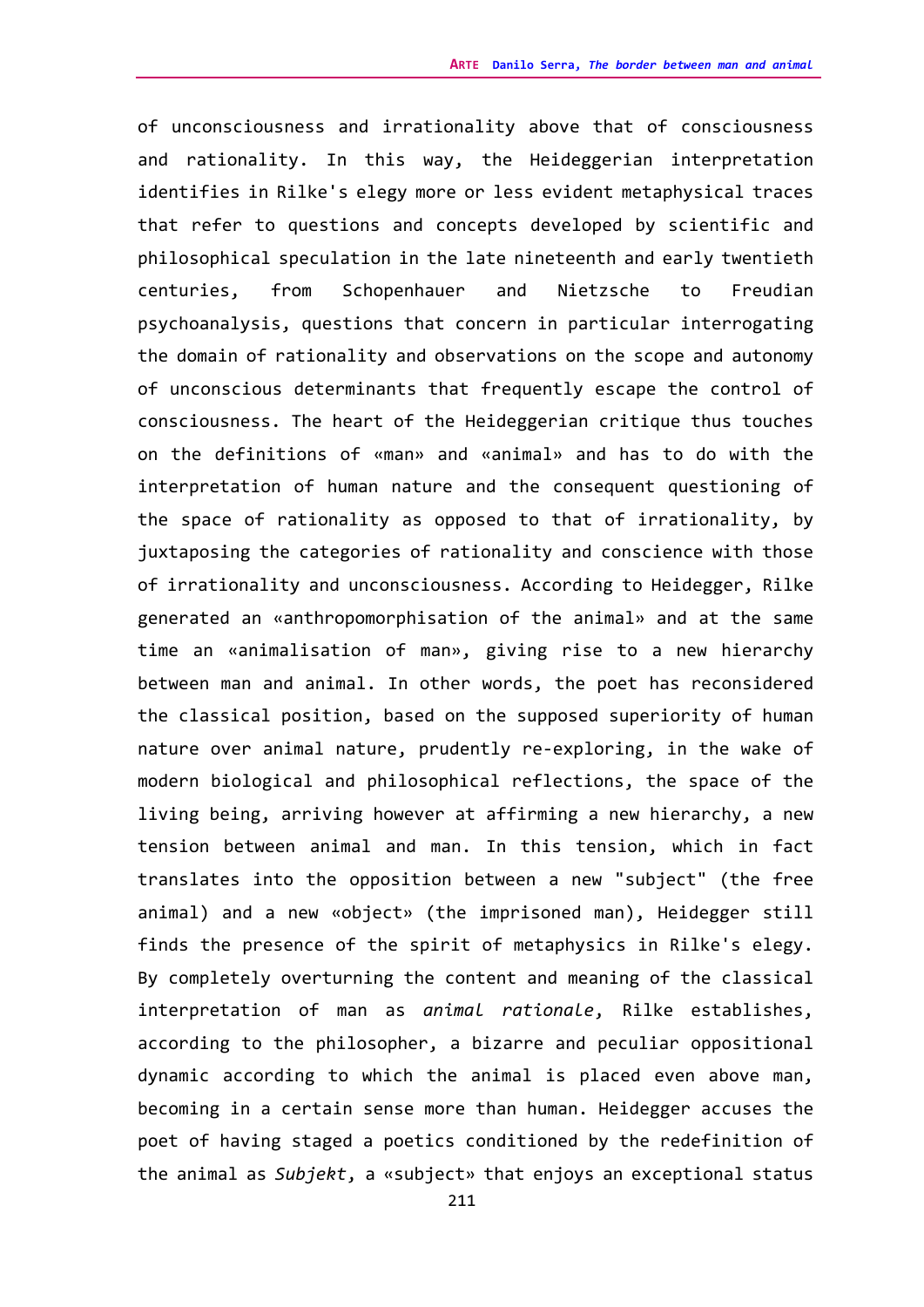of unconsciousness and irrationality above that of consciousness and rationality. In this way, the Heideggerian interpretation identifies in Rilke's elegy more or less evident metaphysical traces that refer to questions and concepts developed by scientific and philosophical speculation in the late nineteenth and early twentieth centuries, from Schopenhauer and Nietzsche to Freudian psychoanalysis, questions that concern in particular interrogating the domain of rationality and observations on the scope and autonomy of unconscious determinants that frequently escape the control of consciousness. The heart of the Heideggerian critique thus touches on the definitions of «man» and «animal» and has to do with the interpretation of human nature and the consequent questioning of the space of rationality as opposed to that of irrationality, by juxtaposing the categories of rationality and conscience with those of irrationality and unconsciousness. According to Heidegger, Rilke generated an «anthropomorphisation of the animal» and at the same time an «animalisation of man», giving rise to a new hierarchy between man and animal. In other words, the poet has reconsidered the classical position, based on the supposed superiority of human nature over animal nature, prudently re-exploring, in the wake of modern biological and philosophical reflections, the space of the living being, arriving however at affirming a new hierarchy, a new tension between animal and man. In this tension, which in fact translates into the opposition between a new "subject" (the free animal) and a new «object» (the imprisoned man), Heidegger still finds the presence of the spirit of metaphysics in Rilke's elegy. By completely overturning the content and meaning of the classical interpretation of man as *animal rationale*, Rilke establishes, according to the philosopher, a bizarre and peculiar oppositional dynamic according to which the animal is placed even above man, becoming in a certain sense more than human. Heidegger accuses the poet of having staged a poetics conditioned by the redefinition of the animal as *Subjekt*, a «subject» that enjoys an exceptional status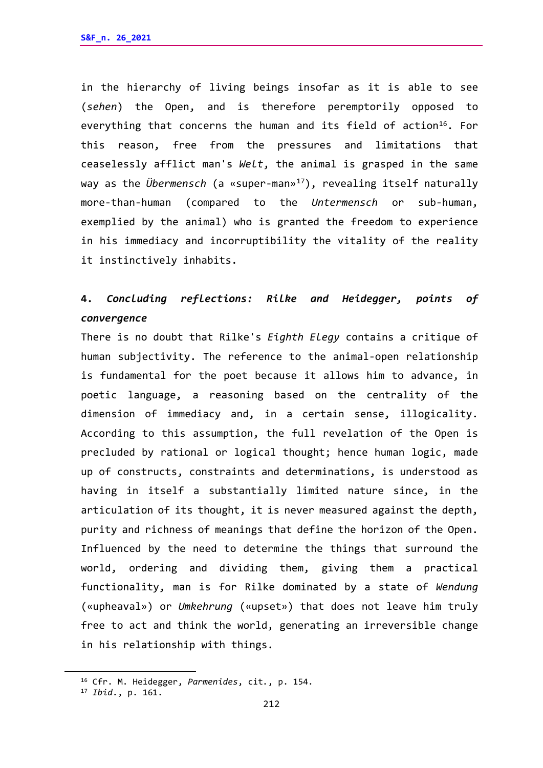in the hierarchy of living beings insofar as it is able to see (*sehen*) the Open, and is therefore peremptorily opposed to everything that concerns the human and its field of action[16]. For this reason, free from the pressures and limitations that ceaselessly afflict man's *Welt*, the animal is grasped in the same way as the *Übermensch* (a «super-man»[17]), revealing itself naturally more-than-human (compared to the *Untermensch* or sub-human, exemplified by the animal) who is granted the freedom to experience in his immediacy and incorruptibility the vitality of the reality it instinctively inhabits.

## 4. *Concluding reflections: Rilke and Heidegger, points of convergence*

There is no doubt that Rilke's *Eighth Elegy* contains a critique of human subjectivity. The reference to the animal-open relationship is fundamental for the poet because it allows him to advance, in poetic language, a reasoning based on the centrality of the dimension of immediacy and, in a certain sense, illogicality. According to this assumption, the full revelation of the Open is precluded by rational or logical thought; hence human logic, made up of constructs, constraints and determinations, is understood as having in itself a substantially limited nature since, in the articulation of its thought, it is never measured against the depth, purity and richness of meanings that define the horizon of the Open. Influenced by the need to determine the things that surround the world, ordering and dividing them, giving them a practical functionality, man is for Rilke dominated by a state of *Wendung* («upheaval») or *Umkehrung* («upset») that does not leave him truly free to act and think the world, generating an irreversible change in his relationship with things.

[16] Cfr. M. Heidegger, *Parmenides*, cit., p. 154.
[17] *Ibid.*, p. 161.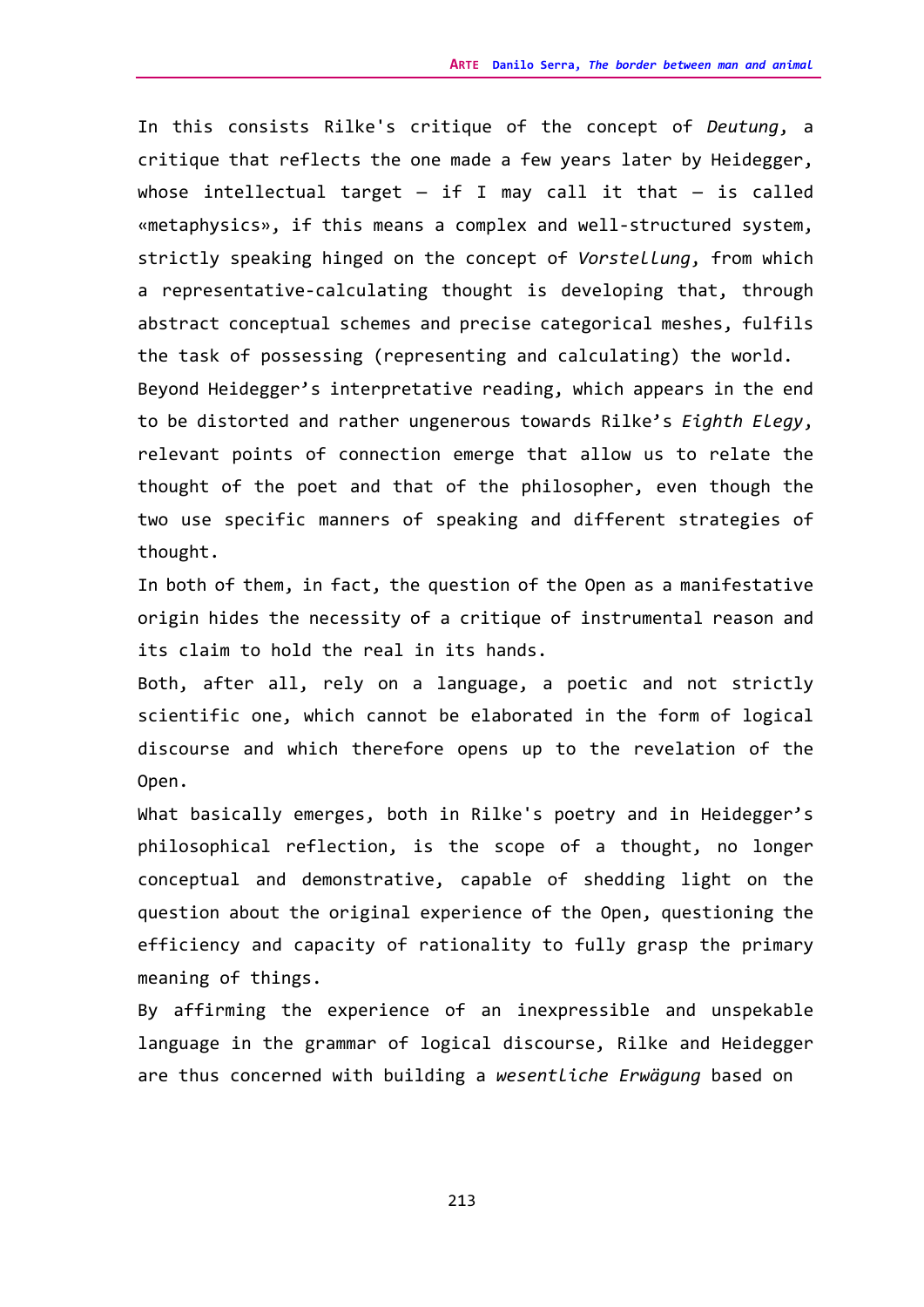In this consists Rilke's critique of the concept of *Deutung*, a critique that reflects the one made a few years later by Heidegger, whose intellectual target – if I may call it that – is called «metaphysics», if this means a complex and well-structured system, strictly speaking hinged on the concept of *Vorstellung*, from which a representative-calculating thought is developing that, through abstract conceptual schemes and precise categorical meshes, fulfils the task of possessing (representing and calculating) the world.

Beyond Heidegger's interpretative reading, which appears in the end to be distorted and rather ungenerous towards Rilke's *Eighth Elegy*, relevant points of connection emerge that allow us to relate the thought of the poet and that of the philosopher, even though the two use specific manners of speaking and different strategies of thought.

In both of them, in fact, the question of the Open as a manifestative origin hides the necessity of a critique of instrumental reason and its claim to hold the real in its hands.

Both, after all, rely on a language, a poetic and not strictly scientific one, which cannot be elaborated in the form of logical discourse and which therefore opens up to the revelation of the Open.

What basically emerges, both in Rilke's poetry and in Heidegger's philosophical reflection, is the scope of a thought, no longer conceptual and demonstrative, capable of shedding light on the question about the original experience of the Open, questioning the efficiency and capacity of rationality to fully grasp the primary meaning of things.

By affirming the experience of an inexpressible and unspekable language in the grammar of logical discourse, Rilke and Heidegger are thus concerned with building a *wesentliche Erwägung* based on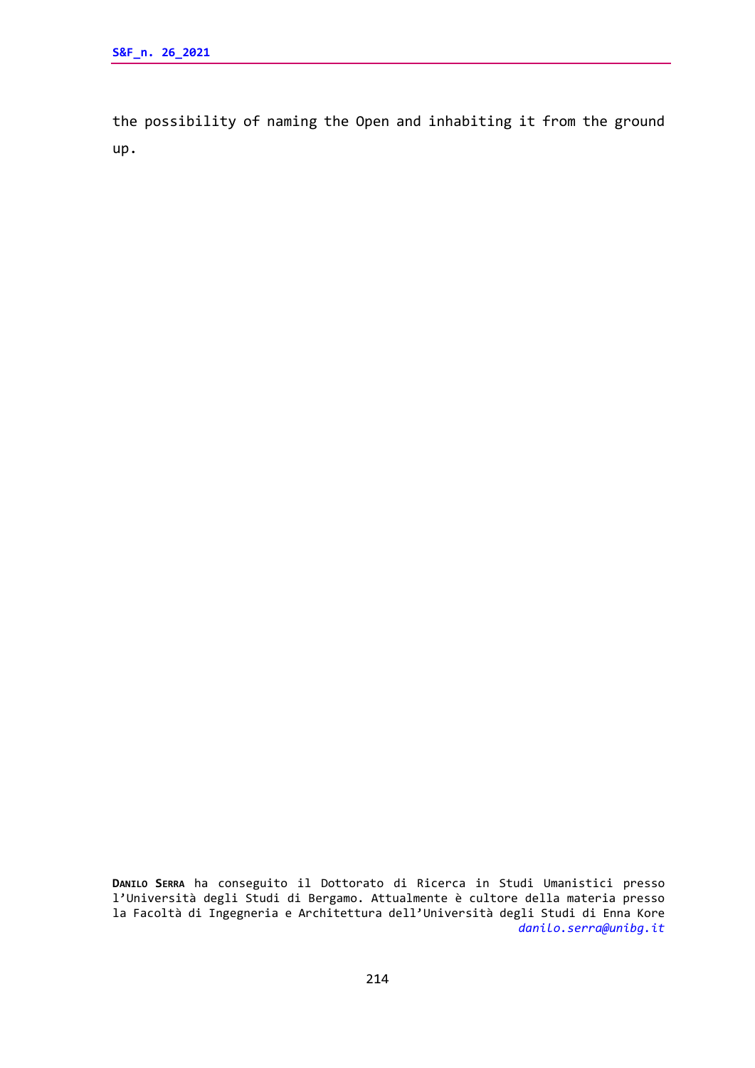the possibility of naming the Open and inhabiting it from the ground up.

**Danilo Serra** ha conseguito il Dottorato di Ricerca in Studi Umanistici presso l'Università degli Studi di Bergamo. Attualmente è cultore della materia presso la Facoltà di Ingegneria e Architettura dell'Università degli Studi di Enna Kore

*danilo.serra@unibg.it*